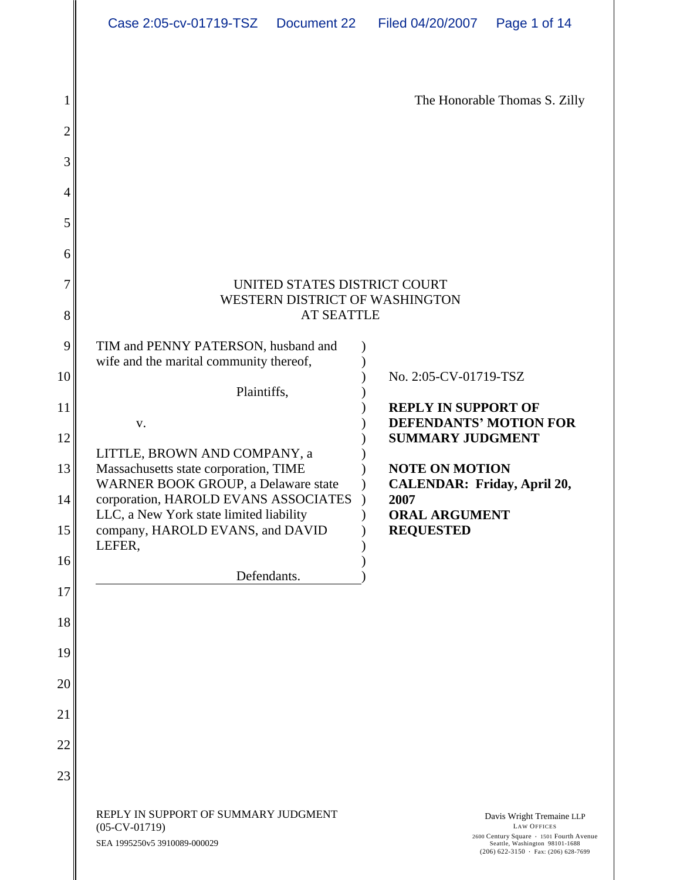The Honorable Thomas S. Zilly

UNITED STATES DISTRICT COURT
WESTERN DISTRICT OF WASHINGTON
AT SEATTLE

| | |
|---|---|
| TIM and PENNY PATERSON, husband and wife and the marital community thereof,<br><br>Plaintiffs,<br><br>v.<br><br>LITTLE, BROWN AND COMPANY, a Massachusetts state corporation, TIME WARNER BOOK GROUP, a Delaware state corporation, HAROLD EVANS ASSOCIATES LLC, a New York state limited liability company, HAROLD EVANS, and DAVID LEFER,<br><br>Defendants. | No. 2:05-CV-01719-TSZ<br><br>**REPLY IN SUPPORT OF DEFENDANTS' MOTION FOR SUMMARY JUDGMENT**<br><br>**NOTE ON MOTION CALENDAR: Friday, April 20, 2007**<br>**ORAL ARGUMENT REQUESTED** |

REPLY IN SUPPORT OF SUMMARY JUDGMENT
(05-CV-01719)
SEA 1995250v5 3910089-000029

Davis Wright Tremaine LLP
LAW OFFICES
2600 Century Square · 1501 Fourth Avenue
Seattle, Washington 98101-1688
(206) 622-3150 · Fax: (206) 628-7699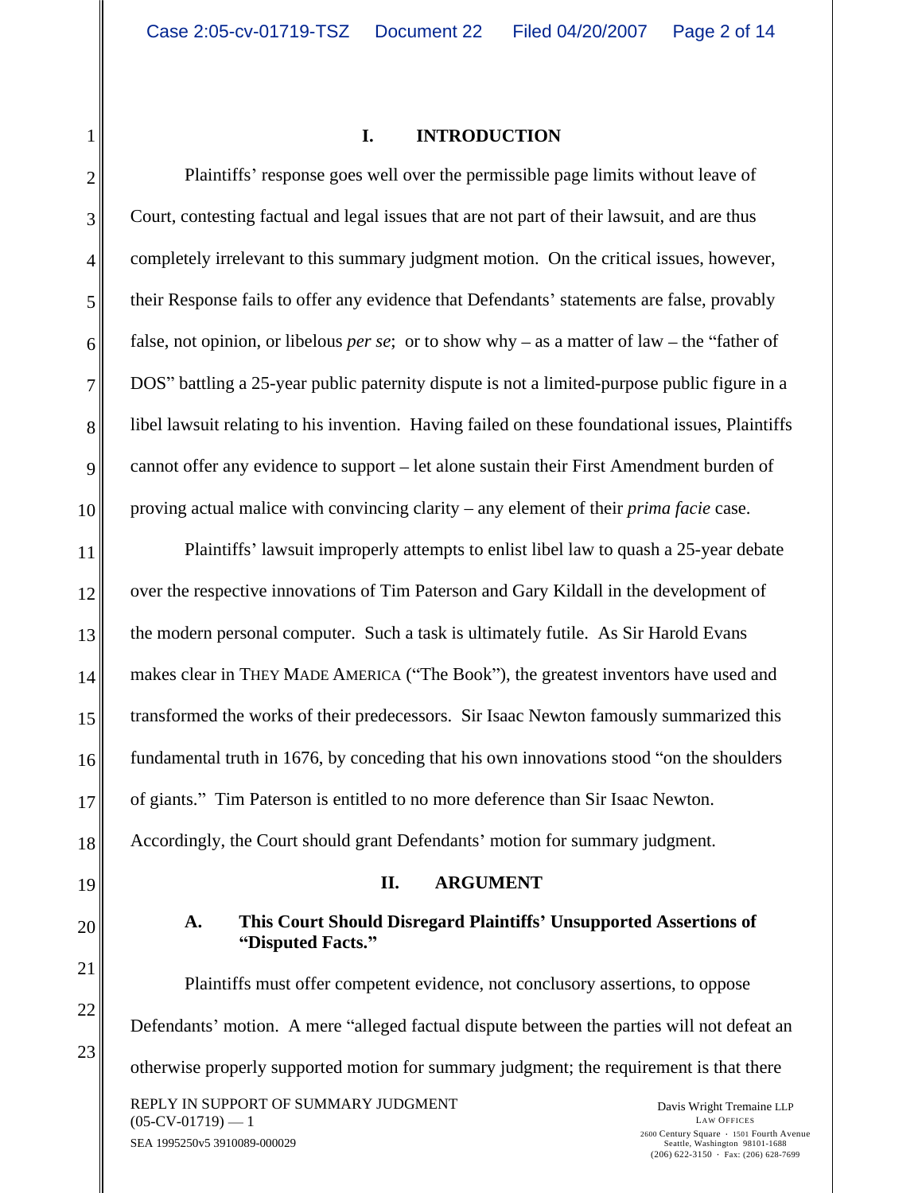## I. INTRODUCTION

Plaintiffs' response goes well over the permissible page limits without leave of Court, contesting factual and legal issues that are not part of their lawsuit, and are thus completely irrelevant to this summary judgment motion. On the critical issues, however, their Response fails to offer any evidence that Defendants' statements are false, provably false, not opinion, or libelous *per se*; or to show why – as a matter of law – the "father of DOS" battling a 25-year public paternity dispute is not a limited-purpose public figure in a libel lawsuit relating to his invention. Having failed on these foundational issues, Plaintiffs cannot offer any evidence to support – let alone sustain their First Amendment burden of proving actual malice with convincing clarity – any element of their *prima facie* case.

Plaintiffs' lawsuit improperly attempts to enlist libel law to quash a 25-year debate over the respective innovations of Tim Paterson and Gary Kildall in the development of the modern personal computer. Such a task is ultimately futile. As Sir Harold Evans makes clear in THEY MADE AMERICA ("The Book"), the greatest inventors have used and transformed the works of their predecessors. Sir Isaac Newton famously summarized this fundamental truth in 1676, by conceding that his own innovations stood "on the shoulders of giants." Tim Paterson is entitled to no more deference than Sir Isaac Newton. Accordingly, the Court should grant Defendants' motion for summary judgment.

## II. ARGUMENT

### A. This Court Should Disregard Plaintiffs' Unsupported Assertions of "Disputed Facts."

Plaintiffs must offer competent evidence, not conclusory assertions, to oppose Defendants' motion. A mere "alleged factual dispute between the parties will not defeat an otherwise properly supported motion for summary judgment; the requirement is that there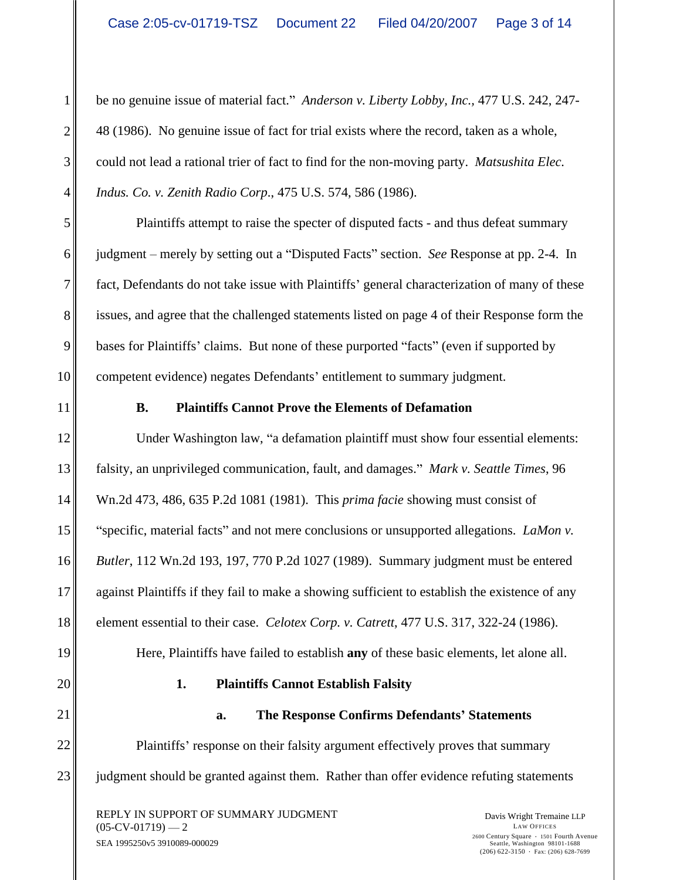be no genuine issue of material fact." *Anderson v. Liberty Lobby, Inc.*, 477 U.S. 242, 247-48 (1986). No genuine issue of fact for trial exists where the record, taken as a whole, could not lead a rational trier of fact to find for the non-moving party. *Matsushita Elec. Indus. Co. v. Zenith Radio Corp*., 475 U.S. 574, 586 (1986).

Plaintiffs attempt to raise the specter of disputed facts - and thus defeat summary judgment – merely by setting out a "Disputed Facts" section. *See* Response at pp. 2-4. In fact, Defendants do not take issue with Plaintiffs' general characterization of many of these issues, and agree that the challenged statements listed on page 4 of their Response form the bases for Plaintiffs' claims. But none of these purported "facts" (even if supported by competent evidence) negates Defendants' entitlement to summary judgment.

### B. Plaintiffs Cannot Prove the Elements of Defamation

Under Washington law, "a defamation plaintiff must show four essential elements: falsity, an unprivileged communication, fault, and damages." *Mark v. Seattle Times*, 96 Wn.2d 473, 486, 635 P.2d 1081 (1981). This *prima facie* showing must consist of "specific, material facts" and not mere conclusions or unsupported allegations. *LaMon v. Butler*, 112 Wn.2d 193, 197, 770 P.2d 1027 (1989). Summary judgment must be entered against Plaintiffs if they fail to make a showing sufficient to establish the existence of any element essential to their case. *Celotex Corp. v. Catrett*, 477 U.S. 317, 322-24 (1986).

Here, Plaintiffs have failed to establish **any** of these basic elements, let alone all.

#### 1. Plaintiffs Cannot Establish Falsity

##### a. The Response Confirms Defendants' Statements

Plaintiffs' response on their falsity argument effectively proves that summary judgment should be granted against them. Rather than offer evidence refuting statements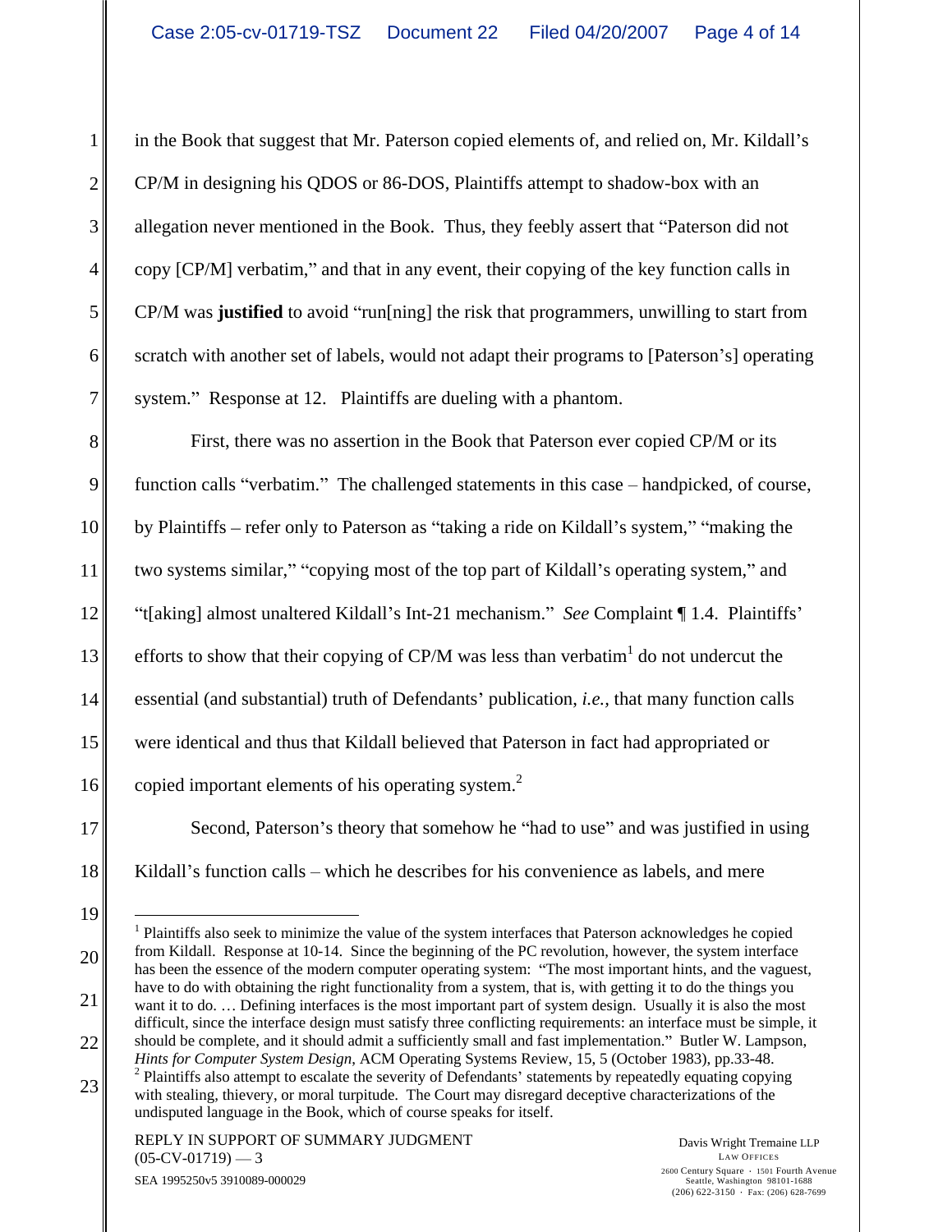in the Book that suggest that Mr. Paterson copied elements of, and relied on, Mr. Kildall's CP/M in designing his QDOS or 86-DOS, Plaintiffs attempt to shadow-box with an allegation never mentioned in the Book. Thus, they feebly assert that "Paterson did not copy [CP/M] verbatim," and that in any event, their copying of the key function calls in CP/M was **justified** to avoid "run[ning] the risk that programmers, unwilling to start from scratch with another set of labels, would not adapt their programs to [Paterson's] operating system." Response at 12. Plaintiffs are dueling with a phantom.

First, there was no assertion in the Book that Paterson ever copied CP/M or its function calls "verbatim." The challenged statements in this case – handpicked, of course, by Plaintiffs – refer only to Paterson as "taking a ride on Kildall's system," "making the two systems similar," "copying most of the top part of Kildall's operating system," and "t[aking] almost unaltered Kildall's Int-21 mechanism." *See* Complaint ¶ 1.4. Plaintiffs' efforts to show that their copying of CP/M was less than verbatim[1] do not undercut the essential (and substantial) truth of Defendants' publication, *i.e.*, that many function calls were identical and thus that Kildall believed that Paterson in fact had appropriated or copied important elements of his operating system.[2]

Second, Paterson's theory that somehow he "had to use" and was justified in using Kildall's function calls – which he describes for his convenience as labels, and mere

---

[1] Plaintiffs also seek to minimize the value of the system interfaces that Paterson acknowledges he copied from Kildall. Response at 10-14. Since the beginning of the PC revolution, however, the system interface has been the essence of the modern computer operating system: "The most important hints, and the vaguest, have to do with obtaining the right functionality from a system, that is, with getting it to do the things you want it to do. … Defining interfaces is the most important part of system design. Usually it is also the most difficult, since the interface design must satisfy three conflicting requirements: an interface must be simple, it should be complete, and it should admit a sufficiently small and fast implementation." Butler W. Lampson, *Hints for Computer System Design*, ACM Operating Systems Review, 15, 5 (October 1983), pp.33-48.

[2] Plaintiffs also attempt to escalate the severity of Defendants' statements by repeatedly equating copying with stealing, thievery, or moral turpitude. The Court may disregard deceptive characterizations of the undisputed language in the Book, which of course speaks for itself.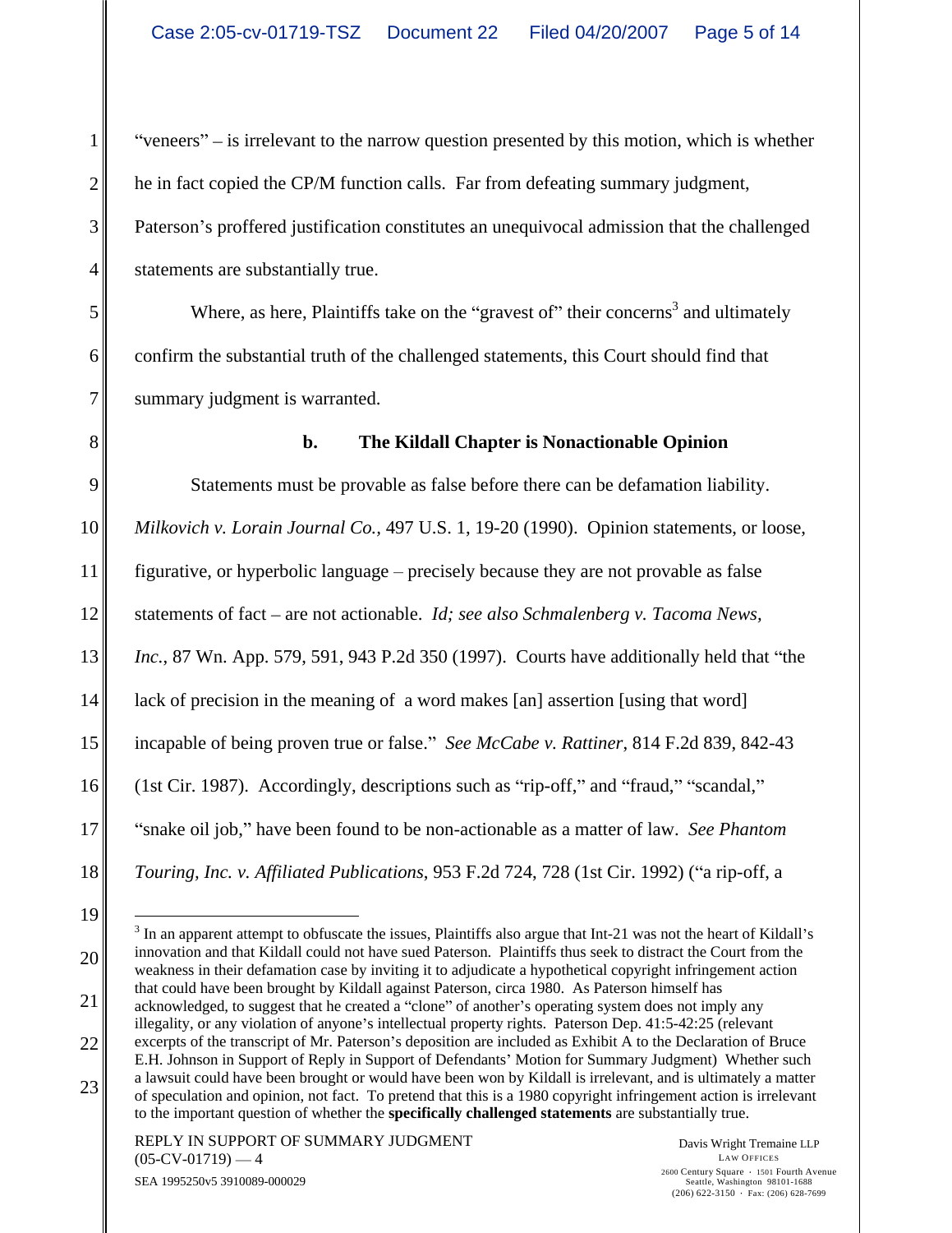"veneers" – is irrelevant to the narrow question presented by this motion, which is whether he in fact copied the CP/M function calls. Far from defeating summary judgment, Paterson's proffered justification constitutes an unequivocal admission that the challenged statements are substantially true.

Where, as here, Plaintiffs take on the "gravest of" their concerns[3] and ultimately confirm the substantial truth of the challenged statements, this Court should find that summary judgment is warranted.

**b. The Kildall Chapter is Nonactionable Opinion**

Statements must be provable as false before there can be defamation liability. *Milkovich v. Lorain Journal Co.*, 497 U.S. 1, 19-20 (1990). Opinion statements, or loose, figurative, or hyperbolic language – precisely because they are not provable as false statements of fact – are not actionable. *Id; see also Schmalenberg v. Tacoma News, Inc.*, 87 Wn. App. 579, 591, 943 P.2d 350 (1997). Courts have additionally held that "the lack of precision in the meaning of a word makes [an] assertion [using that word] incapable of being proven true or false." *See McCabe v. Rattiner*, 814 F.2d 839, 842-43 (1st Cir. 1987). Accordingly, descriptions such as "rip-off," and "fraud," "scandal," "snake oil job," have been found to be non-actionable as a matter of law. *See Phantom Touring, Inc. v. Affiliated Publications*, 953 F.2d 724, 728 (1st Cir. 1992) ("a rip-off, a

[3] In an apparent attempt to obfuscate the issues, Plaintiffs also argue that Int-21 was not the heart of Kildall's innovation and that Kildall could not have sued Paterson. Plaintiffs thus seek to distract the Court from the weakness in their defamation case by inviting it to adjudicate a hypothetical copyright infringement action that could have been brought by Kildall against Paterson, circa 1980. As Paterson himself has acknowledged, to suggest that he created a "clone" of another's operating system does not imply any illegality, or any violation of anyone's intellectual property rights. Paterson Dep. 41:5-42:25 (relevant excerpts of the transcript of Mr. Paterson's deposition are included as Exhibit A to the Declaration of Bruce E.H. Johnson in Support of Reply in Support of Defendants' Motion for Summary Judgment) Whether such a lawsuit could have been brought or would have been won by Kildall is irrelevant, and is ultimately a matter of speculation and opinion, not fact. To pretend that this is a 1980 copyright infringement action is irrelevant to the important question of whether the **specifically challenged statements** are substantially true.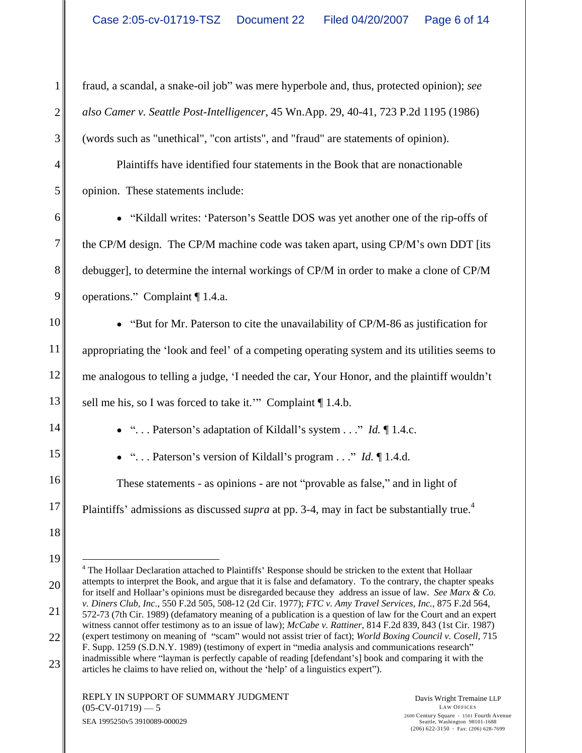fraud, a scandal, a snake-oil job" was mere hyperbole and, thus, protected opinion); *see also Camer v. Seattle Post-Intelligencer*, 45 Wn.App. 29, 40-41, 723 P.2d 1195 (1986) (words such as "unethical", "con artists", and "fraud" are statements of opinion).

Plaintiffs have identified four statements in the Book that are nonactionable opinion. These statements include:

- "Kildall writes: 'Paterson's Seattle DOS was yet another one of the rip-offs of the CP/M design. The CP/M machine code was taken apart, using CP/M's own DDT [its debugger], to determine the internal workings of CP/M in order to make a clone of CP/M operations." Complaint ¶ 1.4.a.

- "But for Mr. Paterson to cite the unavailability of CP/M-86 as justification for appropriating the 'look and feel' of a competing operating system and its utilities seems to me analogous to telling a judge, 'I needed the car, Your Honor, and the plaintiff wouldn't sell me his, so I was forced to take it.'" Complaint ¶ 1.4.b.

- ". . . Paterson's adaptation of Kildall's system . . ." *Id.* ¶ 1.4.c.

- ". . . Paterson's version of Kildall's program . . ." *Id.* ¶ 1.4.d.

These statements - as opinions - are not "provable as false," and in light of Plaintiffs' admissions as discussed *supra* at pp. 3-4, may in fact be substantially true.[4]

---

[4] The Hollaar Declaration attached to Plaintiffs' Response should be stricken to the extent that Hollaar attempts to interpret the Book, and argue that it is false and defamatory. To the contrary, the chapter speaks for itself and Hollaar's opinions must be disregarded because they address an issue of law. *See Marx & Co. v. Diners Club, Inc.*, 550 F.2d 505, 508-12 (2d Cir. 1977); *FTC v. Amy Travel Services, Inc.*, 875 F.2d 564, 572-73 (7th Cir. 1989) (defamatory meaning of a publication is a question of law for the Court and an expert witness cannot offer testimony as to an issue of law); *McCabe v. Rattiner*, 814 F.2d 839, 843 (1st Cir. 1987) (expert testimony on meaning of "scam" would not assist trier of fact); *World Boxing Council v. Cosell*, 715 F. Supp. 1259 (S.D.N.Y. 1989) (testimony of expert in "media analysis and communications research" inadmissible where "layman is perfectly capable of reading [defendant's] book and comparing it with the articles he claims to have relied on, without the 'help' of a linguistics expert").

REPLY IN SUPPORT OF SUMMARY JUDGMENT
(05-CV-01719) — 5
SEA 1995250v5 3910089-000029

Davis Wright Tremaine LLP
LAW OFFICES
2600 Century Square · 1501 Fourth Avenue
Seattle, Washington 98101-1688
(206) 622-3150 · Fax: (206) 628-7699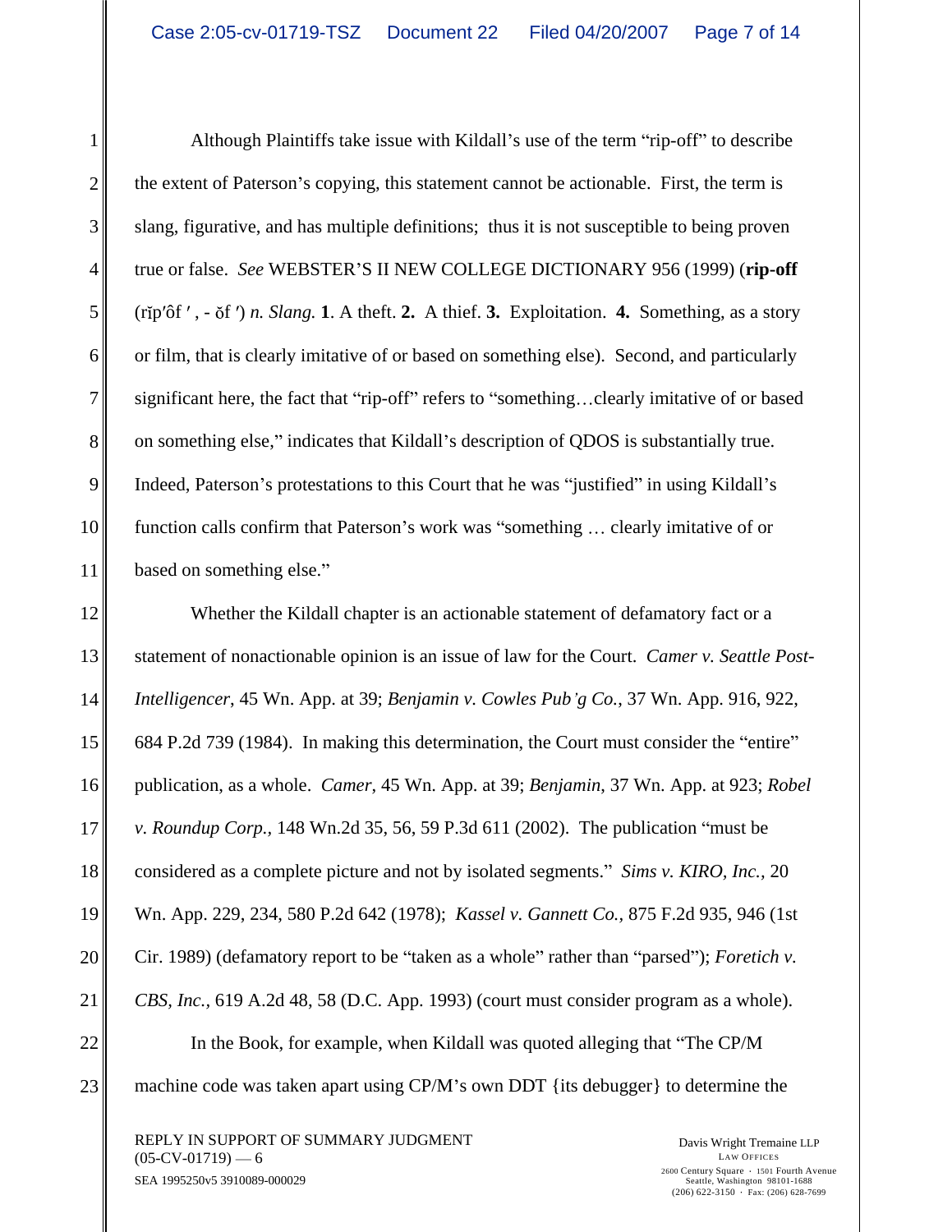Although Plaintiffs take issue with Kildall's use of the term "rip-off" to describe the extent of Paterson's copying, this statement cannot be actionable. First, the term is slang, figurative, and has multiple definitions; thus it is not susceptible to being proven true or false. *See* WEBSTER'S II NEW COLLEGE DICTIONARY 956 (1999) (**rip-off** (rĭp′ôf ′ , - ŏf ′) *n. Slang.* **1**. A theft. **2.** A thief. **3.** Exploitation. **4.** Something, as a story or film, that is clearly imitative of or based on something else). Second, and particularly significant here, the fact that "rip-off" refers to "something…clearly imitative of or based on something else," indicates that Kildall's description of QDOS is substantially true. Indeed, Paterson's protestations to this Court that he was "justified" in using Kildall's function calls confirm that Paterson's work was "something … clearly imitative of or based on something else."

Whether the Kildall chapter is an actionable statement of defamatory fact or a statement of nonactionable opinion is an issue of law for the Court. *Camer v. Seattle Post-Intelligencer*, 45 Wn. App. at 39; *Benjamin v. Cowles Pub'g Co.*, 37 Wn. App. 916, 922, 684 P.2d 739 (1984). In making this determination, the Court must consider the "entire" publication, as a whole. *Camer*, 45 Wn. App. at 39; *Benjamin*, 37 Wn. App. at 923; *Robel v. Roundup Corp.*, 148 Wn.2d 35, 56, 59 P.3d 611 (2002). The publication "must be considered as a complete picture and not by isolated segments." *Sims v. KIRO, Inc.*, 20 Wn. App. 229, 234, 580 P.2d 642 (1978); *Kassel v. Gannett Co.*, 875 F.2d 935, 946 (1st Cir. 1989) (defamatory report to be "taken as a whole" rather than "parsed"); *Foretich v. CBS, Inc.*, 619 A.2d 48, 58 (D.C. App. 1993) (court must consider program as a whole).

In the Book, for example, when Kildall was quoted alleging that "The CP/M machine code was taken apart using CP/M's own DDT {its debugger} to determine the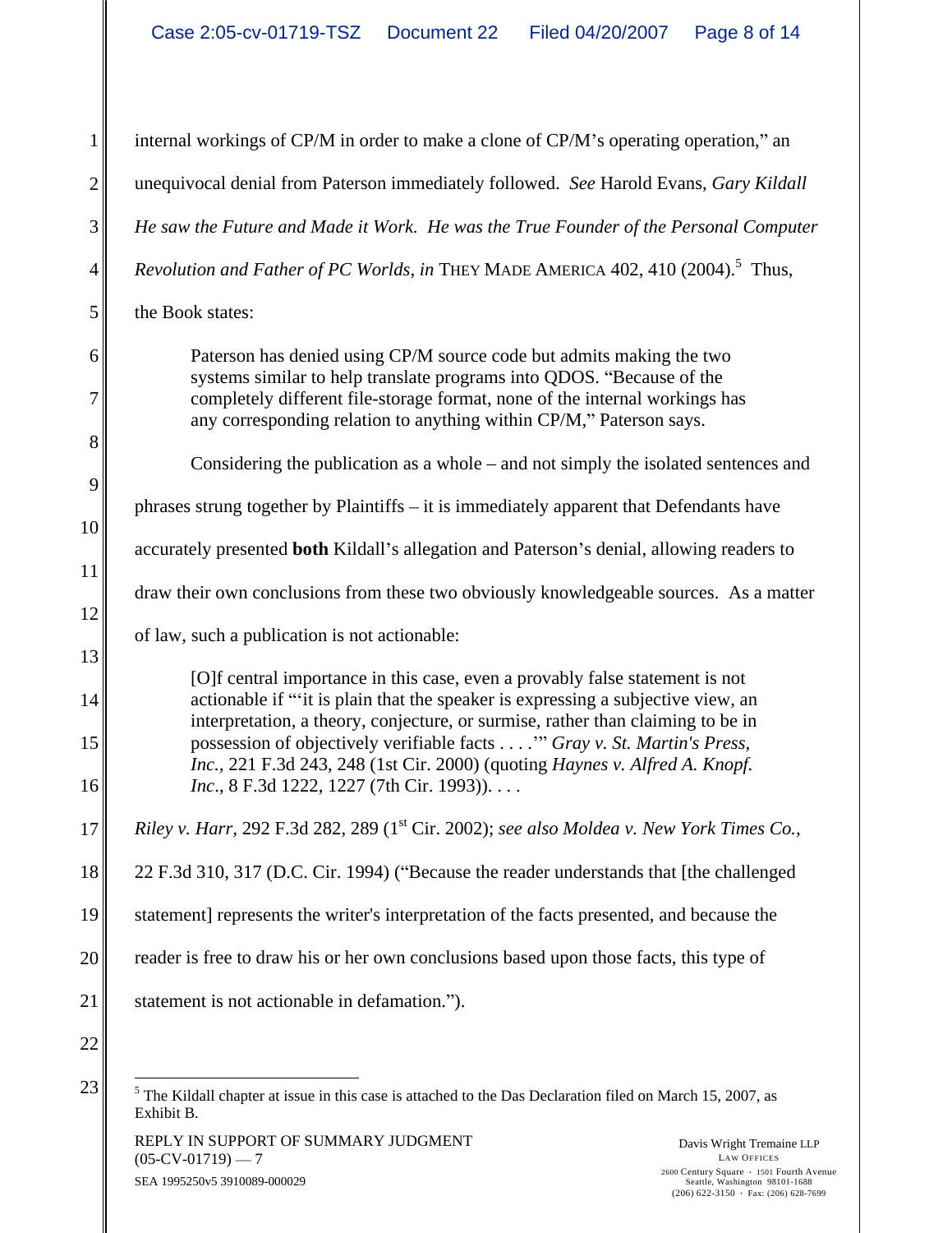internal workings of CP/M in order to make a clone of CP/M's operating operation," an unequivocal denial from Paterson immediately followed. *See* Harold Evans, *Gary Kildall He saw the Future and Made it Work. He was the True Founder of the Personal Computer Revolution and Father of PC Worlds*, *in* THEY MADE AMERICA 402, 410 (2004).[5] Thus, the Book states:

> Paterson has denied using CP/M source code but admits making the two systems similar to help translate programs into QDOS. "Because of the completely different file-storage format, none of the internal workings has any corresponding relation to anything within CP/M," Paterson says.

Considering the publication as a whole – and not simply the isolated sentences and phrases strung together by Plaintiffs – it is immediately apparent that Defendants have accurately presented **both** Kildall's allegation and Paterson's denial, allowing readers to draw their own conclusions from these two obviously knowledgeable sources. As a matter of law, such a publication is not actionable:

> [O]f central importance in this case, even a provably false statement is not actionable if "'it is plain that the speaker is expressing a subjective view, an interpretation, a theory, conjecture, or surmise, rather than claiming to be in possession of objectively verifiable facts . . . .'" *Gray v. St. Martin's Press, Inc.*, 221 F.3d 243, 248 (1st Cir. 2000) (quoting *Haynes v. Alfred A. Knopf. Inc*., 8 F.3d 1222, 1227 (7th Cir. 1993)). . . .

*Riley v. Harr,* 292 F.3d 282, 289 (1st Cir. 2002); *see also Moldea v. New York Times Co.,* 22 F.3d 310, 317 (D.C. Cir. 1994) ("Because the reader understands that [the challenged statement] represents the writer's interpretation of the facts presented, and because the reader is free to draw his or her own conclusions based upon those facts, this type of statement is not actionable in defamation.").

---

[5] The Kildall chapter at issue in this case is attached to the Das Declaration filed on March 15, 2007, as Exhibit B.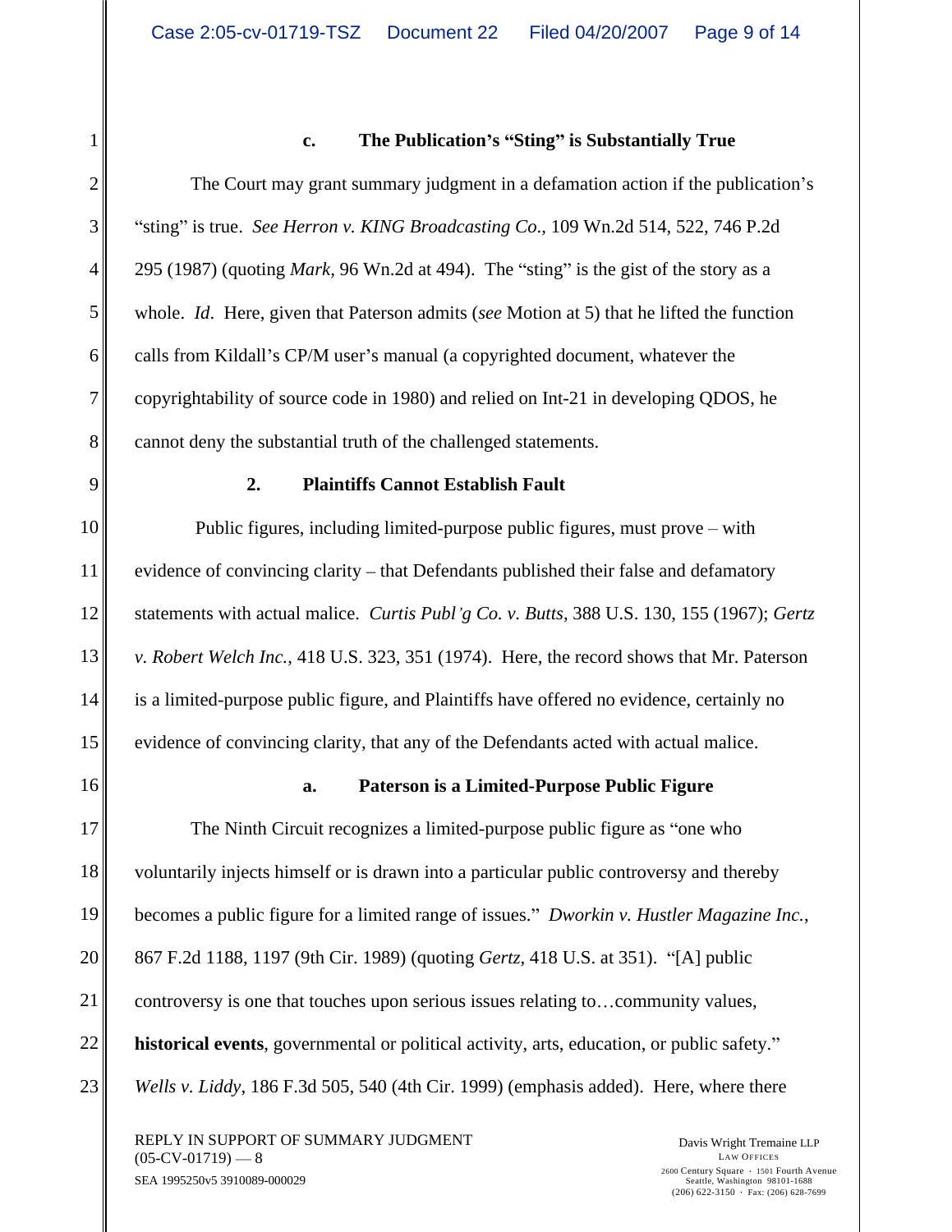### c. The Publication's "Sting" is Substantially True

The Court may grant summary judgment in a defamation action if the publication's "sting" is true. *See Herron v. KING Broadcasting Co.*, 109 Wn.2d 514, 522, 746 P.2d 295 (1987) (quoting *Mark*, 96 Wn.2d at 494). The "sting" is the gist of the story as a whole. *Id*. Here, given that Paterson admits (*see* Motion at 5) that he lifted the function calls from Kildall's CP/M user's manual (a copyrighted document, whatever the copyrightability of source code in 1980) and relied on Int-21 in developing QDOS, he cannot deny the substantial truth of the challenged statements.

## 2. Plaintiffs Cannot Establish Fault

Public figures, including limited-purpose public figures, must prove – with evidence of convincing clarity – that Defendants published their false and defamatory statements with actual malice. *Curtis Publ'g Co. v. Butts*, 388 U.S. 130, 155 (1967); *Gertz v. Robert Welch Inc.*, 418 U.S. 323, 351 (1974). Here, the record shows that Mr. Paterson is a limited-purpose public figure, and Plaintiffs have offered no evidence, certainly no evidence of convincing clarity, that any of the Defendants acted with actual malice.

### a. Paterson is a Limited-Purpose Public Figure

The Ninth Circuit recognizes a limited-purpose public figure as "one who voluntarily injects himself or is drawn into a particular public controversy and thereby becomes a public figure for a limited range of issues." *Dworkin v. Hustler Magazine Inc.*, 867 F.2d 1188, 1197 (9th Cir. 1989) (quoting *Gertz*, 418 U.S. at 351). "[A] public controversy is one that touches upon serious issues relating to…community values, **historical events**, governmental or political activity, arts, education, or public safety." *Wells v. Liddy*, 186 F.3d 505, 540 (4th Cir. 1999) (emphasis added). Here, where there

REPLY IN SUPPORT OF SUMMARY JUDGMENT (05-CV-01719) — 8
SEA 1995250v5 3910089-000029

Davis Wright Tremaine LLP
LAW OFFICES
2600 Century Square · 1501 Fourth Avenue
Seattle, Washington 98101-1688
(206) 622-3150 · Fax: (206) 628-7699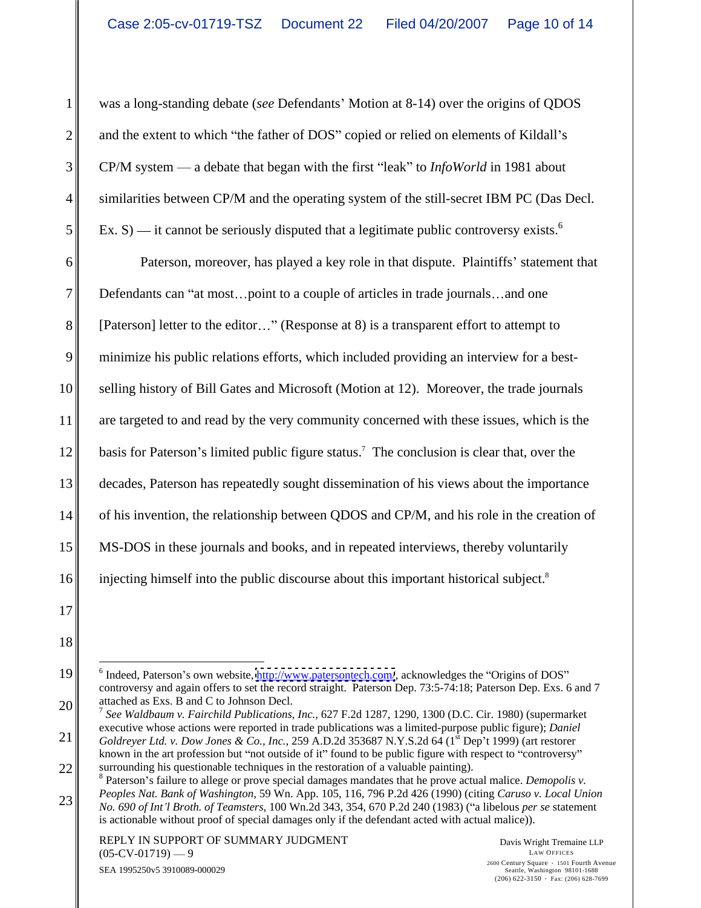was a long-standing debate (*see* Defendants' Motion at 8-14) over the origins of QDOS and the extent to which "the father of DOS" copied or relied on elements of Kildall's CP/M system — a debate that began with the first "leak" to *InfoWorld* in 1981 about similarities between CP/M and the operating system of the still-secret IBM PC (Das Decl. Ex. S) — it cannot be seriously disputed that a legitimate public controversy exists.[6]

Paterson, moreover, has played a key role in that dispute. Plaintiffs' statement that Defendants can "at most…point to a couple of articles in trade journals…and one [Paterson] letter to the editor…" (Response at 8) is a transparent effort to attempt to minimize his public relations efforts, which included providing an interview for a best-selling history of Bill Gates and Microsoft (Motion at 12). Moreover, the trade journals are targeted to and read by the very community concerned with these issues, which is the basis for Paterson's limited public figure status.[7] The conclusion is clear that, over the decades, Paterson has repeatedly sought dissemination of his views about the importance of his invention, the relationship between QDOS and CP/M, and his role in the creation of MS-DOS in these journals and books, and in repeated interviews, thereby voluntarily injecting himself into the public discourse about this important historical subject.[8]

---

[6] Indeed, Paterson's own website, http://www.patersontech.com/, acknowledges the "Origins of DOS" controversy and again offers to set the record straight. Paterson Dep. 73:5-74:18; Paterson Dep. Exs. 6 and 7 attached as Exs. B and C to Johnson Decl.

[7] *See Waldbaum v. Fairchild Publications, Inc.*, 627 F.2d 1287, 1290, 1300 (D.C. Cir. 1980) (supermarket executive whose actions were reported in trade publications was a limited-purpose public figure); *Daniel Goldreyer Ltd. v. Dow Jones & Co., Inc.*, 259 A.D.2d 353687 N.Y.S.2d 64 (1st Dep't 1999) (art restorer known in the art profession but "not outside of it" found to be public figure with respect to "controversy" surrounding his questionable techniques in the restoration of a valuable painting).

[8] Paterson's failure to allege or prove special damages mandates that he prove actual malice. *Demopolis v. Peoples Nat. Bank of Washington*, 59 Wn. App. 105, 116, 796 P.2d 426 (1990) (citing *Caruso v. Local Union No. 690 of Int'l Broth. of Teamsters*, 100 Wn.2d 343, 354, 670 P.2d 240 (1983) ("a libelous *per se* statement is actionable without proof of special damages only if the defendant acted with actual malice)).

REPLY IN SUPPORT OF SUMMARY JUDGMENT (05-CV-01719) — 9

SEA 1995250v5 3910089-000029

Davis Wright Tremaine LLP
LAW OFFICES
2600 Century Square · 1501 Fourth Avenue
Seattle, Washington 98101-1688
(206) 622-3150 · Fax: (206) 628-7699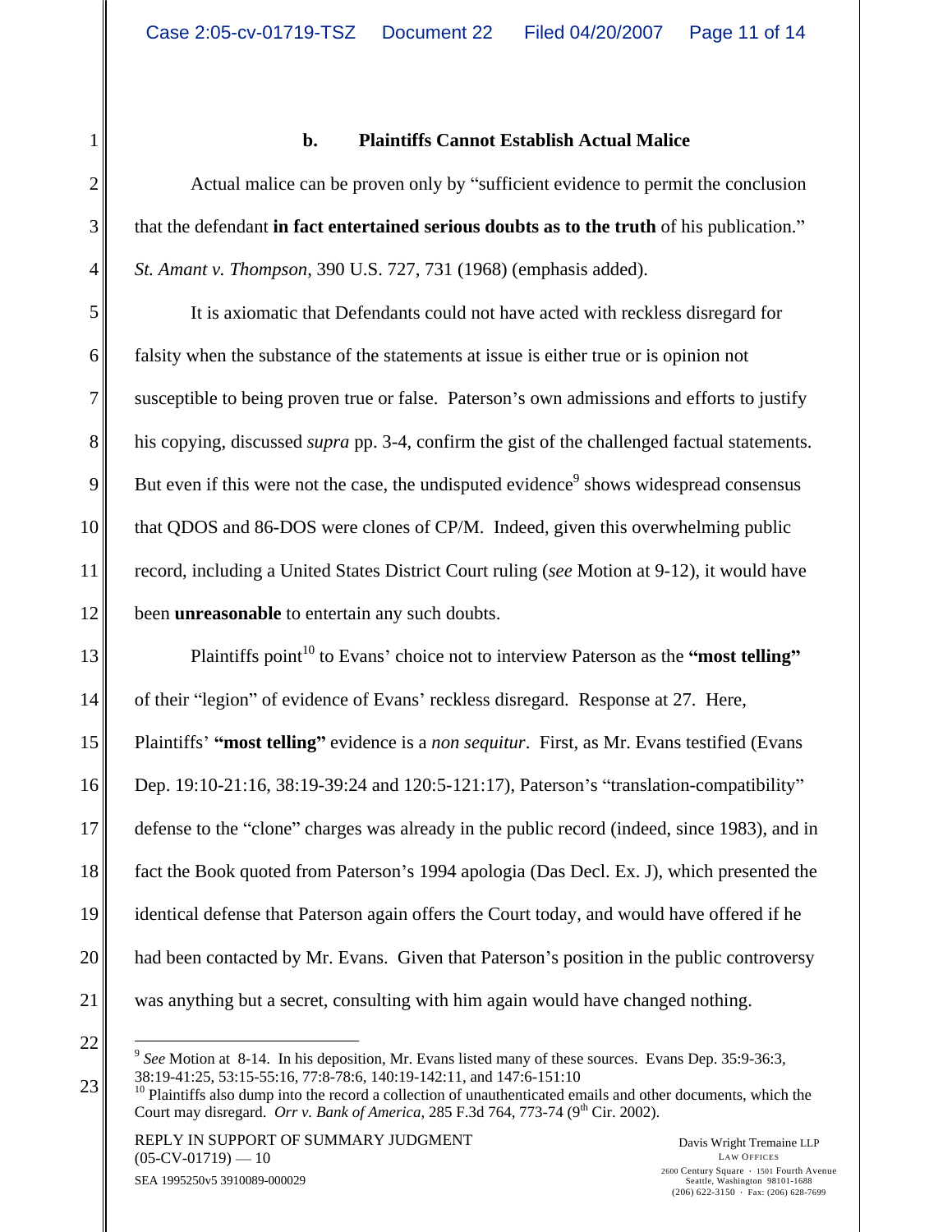### b. Plaintiffs Cannot Establish Actual Malice

Actual malice can be proven only by "sufficient evidence to permit the conclusion that the defendant **in fact entertained serious doubts as to the truth** of his publication." *St. Amant v. Thompson*, 390 U.S. 727, 731 (1968) (emphasis added).

It is axiomatic that Defendants could not have acted with reckless disregard for falsity when the substance of the statements at issue is either true or is opinion not susceptible to being proven true or false. Paterson's own admissions and efforts to justify his copying, discussed *supra* pp. 3-4, confirm the gist of the challenged factual statements. But even if this were not the case, the undisputed evidence[9] shows widespread consensus that QDOS and 86-DOS were clones of CP/M. Indeed, given this overwhelming public record, including a United States District Court ruling (*see* Motion at 9-12), it would have been **unreasonable** to entertain any such doubts.

Plaintiffs point[10] to Evans' choice not to interview Paterson as the **"most telling"** of their "legion" of evidence of Evans' reckless disregard. Response at 27. Here, Plaintiffs' **"most telling"** evidence is a *non sequitur*. First, as Mr. Evans testified (Evans Dep. 19:10-21:16, 38:19-39:24 and 120:5-121:17), Paterson's "translation-compatibility" defense to the "clone" charges was already in the public record (indeed, since 1983), and in fact the Book quoted from Paterson's 1994 apologia (Das Decl. Ex. J), which presented the identical defense that Paterson again offers the Court today, and would have offered if he had been contacted by Mr. Evans. Given that Paterson's position in the public controversy was anything but a secret, consulting with him again would have changed nothing.

---

[9] *See* Motion at 8-14. In his deposition, Mr. Evans listed many of these sources. Evans Dep. 35:9-36:3, 38:19-41:25, 53:15-55:16, 77:8-78:6, 140:19-142:11, and 147:6-151:10

[10] Plaintiffs also dump into the record a collection of unauthenticated emails and other documents, which the Court may disregard. *Orr v. Bank of America*, 285 F.3d 764, 773-74 (9th Cir. 2002).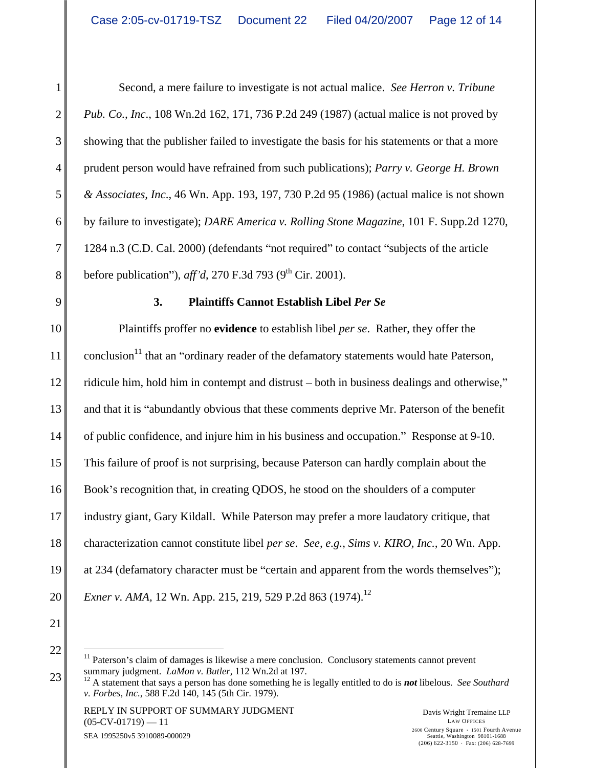Second, a mere failure to investigate is not actual malice. *See Herron v. Tribune Pub. Co., Inc.*, 108 Wn.2d 162, 171, 736 P.2d 249 (1987) (actual malice is not proved by showing that the publisher failed to investigate the basis for his statements or that a more prudent person would have refrained from such publications); *Parry v. George H. Brown & Associates, Inc.*, 46 Wn. App. 193, 197, 730 P.2d 95 (1986) (actual malice is not shown by failure to investigate); *DARE America v. Rolling Stone Magazine*, 101 F. Supp.2d 1270, 1284 n.3 (C.D. Cal. 2000) (defendants "not required" to contact "subjects of the article before publication"), *aff'd*, 270 F.3d 793 (9th Cir. 2001).

### 3. Plaintiffs Cannot Establish Libel *Per Se*

Plaintiffs proffer no **evidence** to establish libel *per se*. Rather, they offer the conclusion[11] that an "ordinary reader of the defamatory statements would hate Paterson, ridicule him, hold him in contempt and distrust – both in business dealings and otherwise," and that it is "abundantly obvious that these comments deprive Mr. Paterson of the benefit of public confidence, and injure him in his business and occupation." Response at 9-10. This failure of proof is not surprising, because Paterson can hardly complain about the Book's recognition that, in creating QDOS, he stood on the shoulders of a computer industry giant, Gary Kildall. While Paterson may prefer a more laudatory critique, that characterization cannot constitute libel *per se*. *See, e.g., Sims v. KIRO, Inc.*, 20 Wn. App. at 234 (defamatory character must be "certain and apparent from the words themselves"); *Exner v. AMA*, 12 Wn. App. 215, 219, 529 P.2d 863 (1974).[12]

---

[11] Paterson's claim of damages is likewise a mere conclusion. Conclusory statements cannot prevent summary judgment. *LaMon v. Butler*, 112 Wn.2d at 197.

[12] A statement that says a person has done something he is legally entitled to do is ***not*** libelous. *See Southard v. Forbes, Inc.*, 588 F.2d 140, 145 (5th Cir. 1979).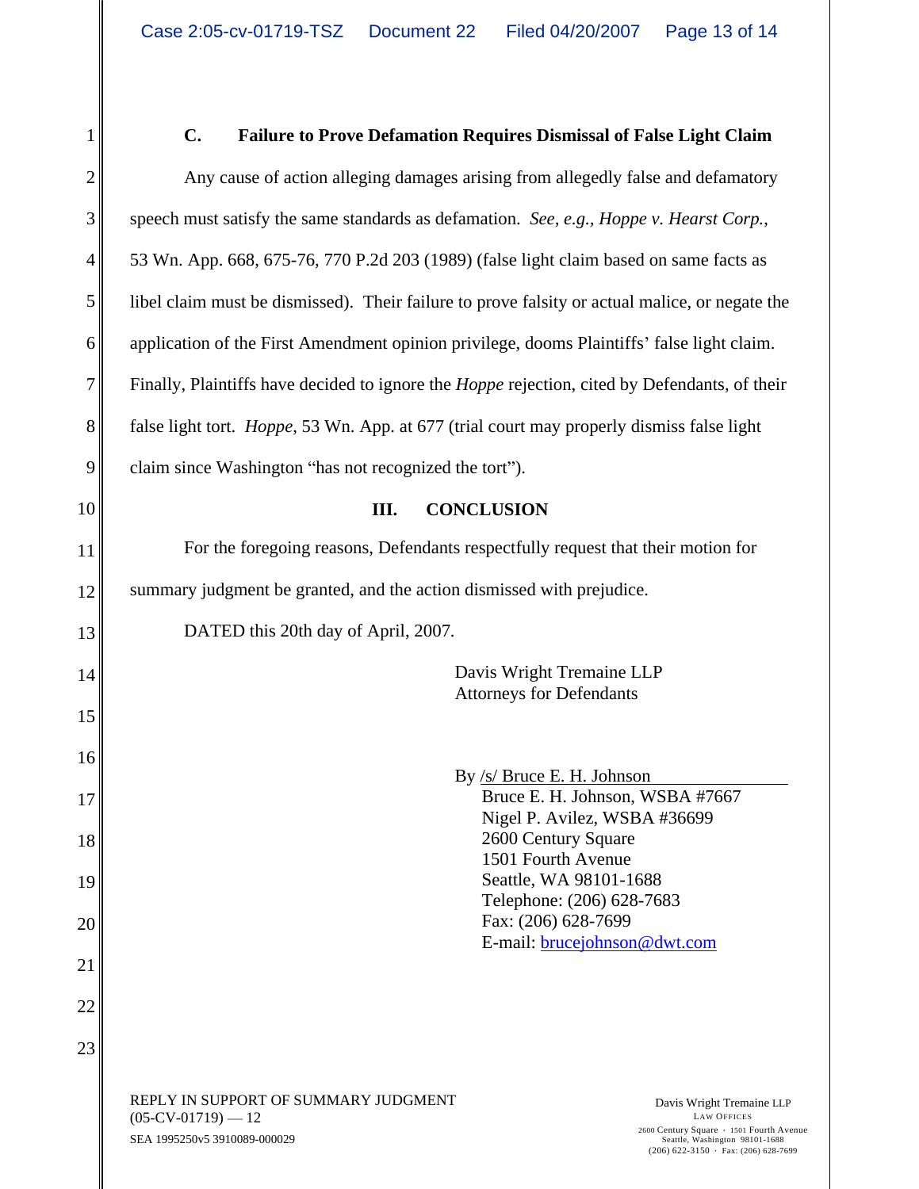### C. Failure to Prove Defamation Requires Dismissal of False Light Claim

Any cause of action alleging damages arising from allegedly false and defamatory speech must satisfy the same standards as defamation. *See, e.g.*, *Hoppe v. Hearst Corp.*, 53 Wn. App. 668, 675-76, 770 P.2d 203 (1989) (false light claim based on same facts as libel claim must be dismissed). Their failure to prove falsity or actual malice, or negate the application of the First Amendment opinion privilege, dooms Plaintiffs' false light claim. Finally, Plaintiffs have decided to ignore the *Hoppe* rejection, cited by Defendants, of their false light tort. *Hoppe*, 53 Wn. App. at 677 (trial court may properly dismiss false light claim since Washington "has not recognized the tort").

## III. CONCLUSION

For the foregoing reasons, Defendants respectfully request that their motion for summary judgment be granted, and the action dismissed with prejudice.

DATED this 20th day of April, 2007.

Davis Wright Tremaine LLP
Attorneys for Defendants

By /s/ Bruce E. H. Johnson
Bruce E. H. Johnson, WSBA #7667
Nigel P. Avilez, WSBA #36699
2600 Century Square
1501 Fourth Avenue
Seattle, WA 98101-1688
Telephone: (206) 628-7683
Fax: (206) 628-7699
E-mail: brucejohnson@dwt.com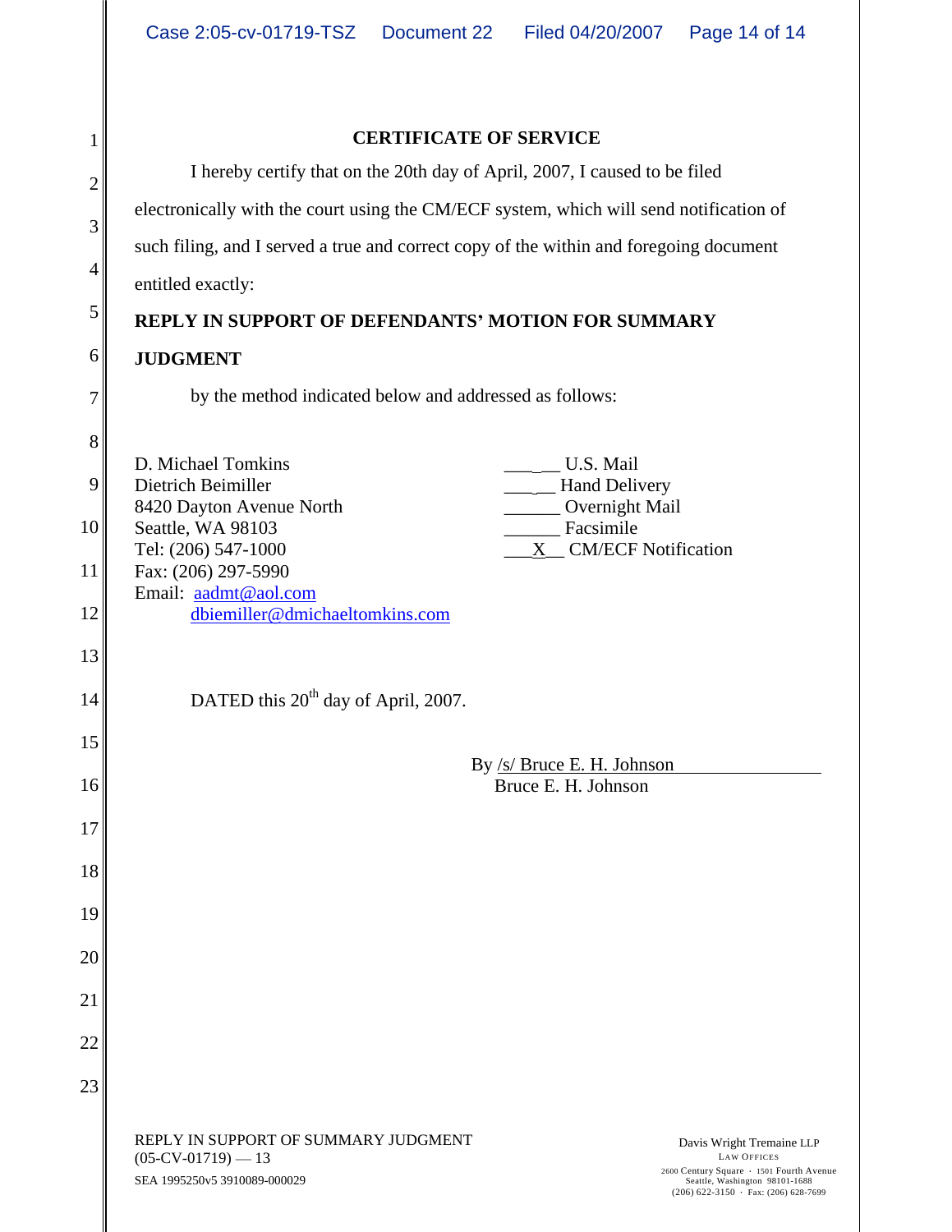## CERTIFICATE OF SERVICE

I hereby certify that on the 20th day of April, 2007, I caused to be filed electronically with the court using the CM/ECF system, which will send notification of such filing, and I served a true and correct copy of the within and foregoing document entitled exactly:

**REPLY IN SUPPORT OF DEFENDANTS' MOTION FOR SUMMARY JUDGMENT**

by the method indicated below and addressed as follows:

D. Michael Tomkins
Dietrich Beimiller
8420 Dayton Avenue North
Seattle, WA 98103
Tel: (206) 547-1000
Fax: (206) 297-5990
Email: aadmt@aol.com
dbiemiller@dmichaeltomkins.com

______ U.S. Mail
______ Hand Delivery
______ Overnight Mail
______ Facsimile
___X__ CM/ECF Notification

DATED this 20th day of April, 2007.

By /s/ Bruce E. H. Johnson
Bruce E. H. Johnson

REPLY IN SUPPORT OF SUMMARY JUDGMENT
(05-CV-01719) — 13
SEA 1995250v5 3910089-000029

Davis Wright Tremaine LLP
LAW OFFICES
2600 Century Square · 1501 Fourth Avenue
Seattle, Washington 98101-1688
(206) 622-3150 · Fax: (206) 628-7699